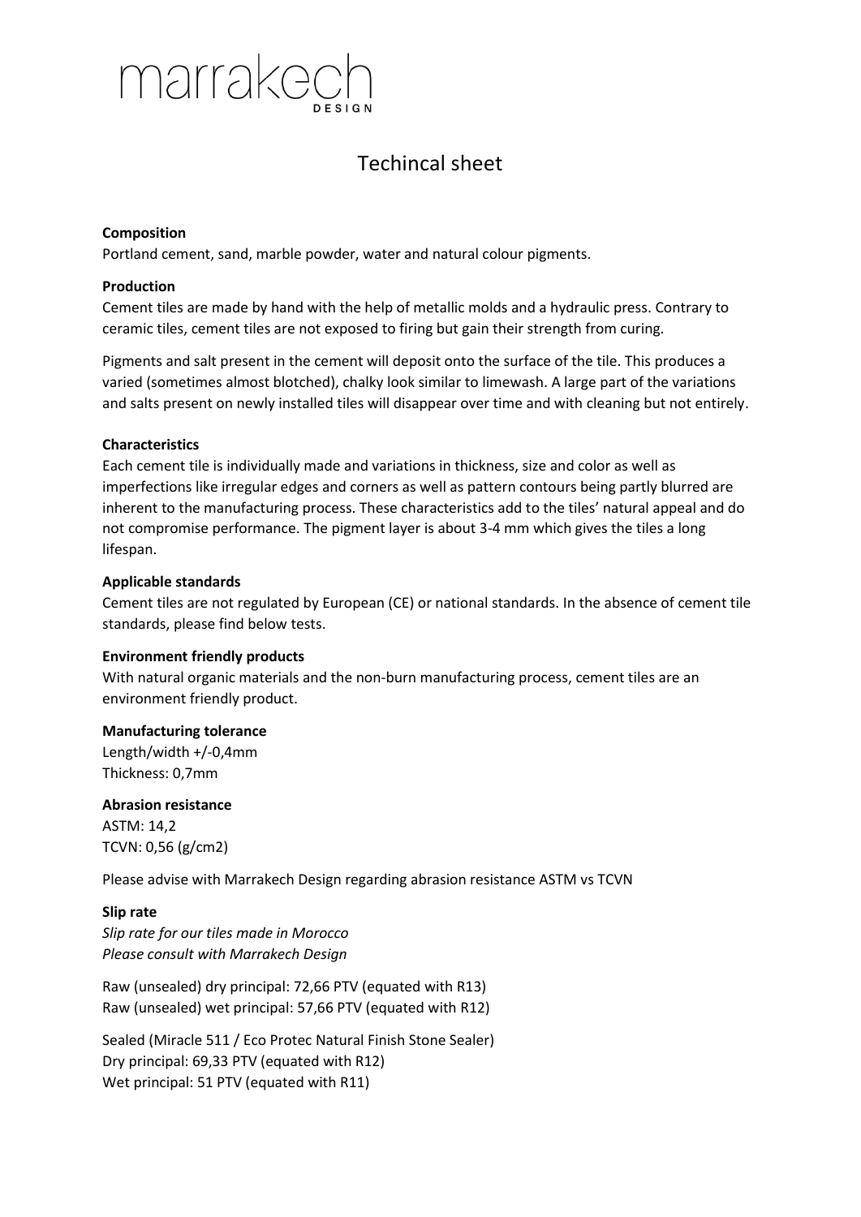marrakech DESIGN

# Techincal sheet

**Composition**
Portland cement, sand, marble powder, water and natural colour pigments.

**Production**
Cement tiles are made by hand with the help of metallic molds and a hydraulic press. Contrary to ceramic tiles, cement tiles are not exposed to firing but gain their strength from curing.

Pigments and salt present in the cement will deposit onto the surface of the tile. This produces a varied (sometimes almost blotched), chalky look similar to limewash. A large part of the variations and salts present on newly installed tiles will disappear over time and with cleaning but not entirely.

**Characteristics**
Each cement tile is individually made and variations in thickness, size and color as well as imperfections like irregular edges and corners as well as pattern contours being partly blurred are inherent to the manufacturing process. These characteristics add to the tiles' natural appeal and do not compromise performance. The pigment layer is about 3-4 mm which gives the tiles a long lifespan.

**Applicable standards**
Cement tiles are not regulated by European (CE) or national standards. In the absence of cement tile standards, please find below tests.

**Environment friendly products**
With natural organic materials and the non-burn manufacturing process, cement tiles are an environment friendly product.

**Manufacturing tolerance**
Length/width +/-0,4mm
Thickness: 0,7mm

**Abrasion resistance**
ASTM: 14,2
TCVN: 0,56 (g/cm2)

Please advise with Marrakech Design regarding abrasion resistance ASTM vs TCVN

**Slip rate**
*Slip rate for our tiles made in Morocco*
*Please consult with Marrakech Design*

Raw (unsealed) dry principal: 72,66 PTV (equated with R13)
Raw (unsealed) wet principal: 57,66 PTV (equated with R12)

Sealed (Miracle 511 / Eco Protec Natural Finish Stone Sealer)
Dry principal: 69,33 PTV (equated with R12)
Wet principal: 51 PTV (equated with R11)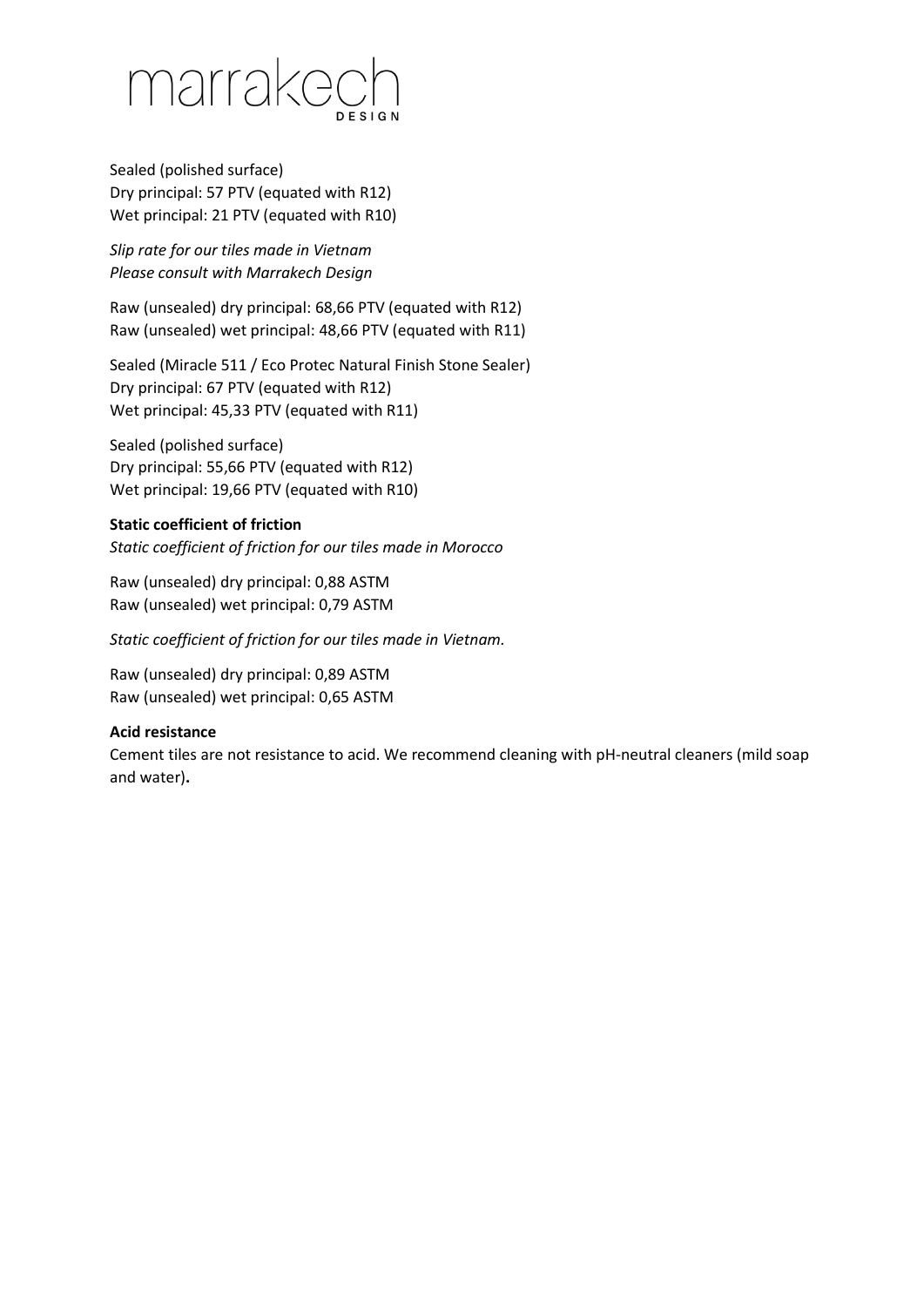Sealed (polished surface)
Dry principal: 57 PTV (equated with R12)
Wet principal: 21 PTV (equated with R10)

*Slip rate for our tiles made in Vietnam*
*Please consult with Marrakech Design*

Raw (unsealed) dry principal: 68,66 PTV (equated with R12)
Raw (unsealed) wet principal: 48,66 PTV (equated with R11)

Sealed (Miracle 511 / Eco Protec Natural Finish Stone Sealer)
Dry principal: 67 PTV (equated with R12)
Wet principal: 45,33 PTV (equated with R11)

Sealed (polished surface)
Dry principal: 55,66 PTV (equated with R12)
Wet principal: 19,66 PTV (equated with R10)

**Static coefficient of friction**
*Static coefficient of friction for our tiles made in Morocco*

Raw (unsealed) dry principal: 0,88 ASTM
Raw (unsealed) wet principal: 0,79 ASTM

*Static coefficient of friction for our tiles made in Vietnam.*

Raw (unsealed) dry principal: 0,89 ASTM
Raw (unsealed) wet principal: 0,65 ASTM

**Acid resistance**
Cement tiles are not resistance to acid. We recommend cleaning with pH-neutral cleaners (mild soap and water)**.**